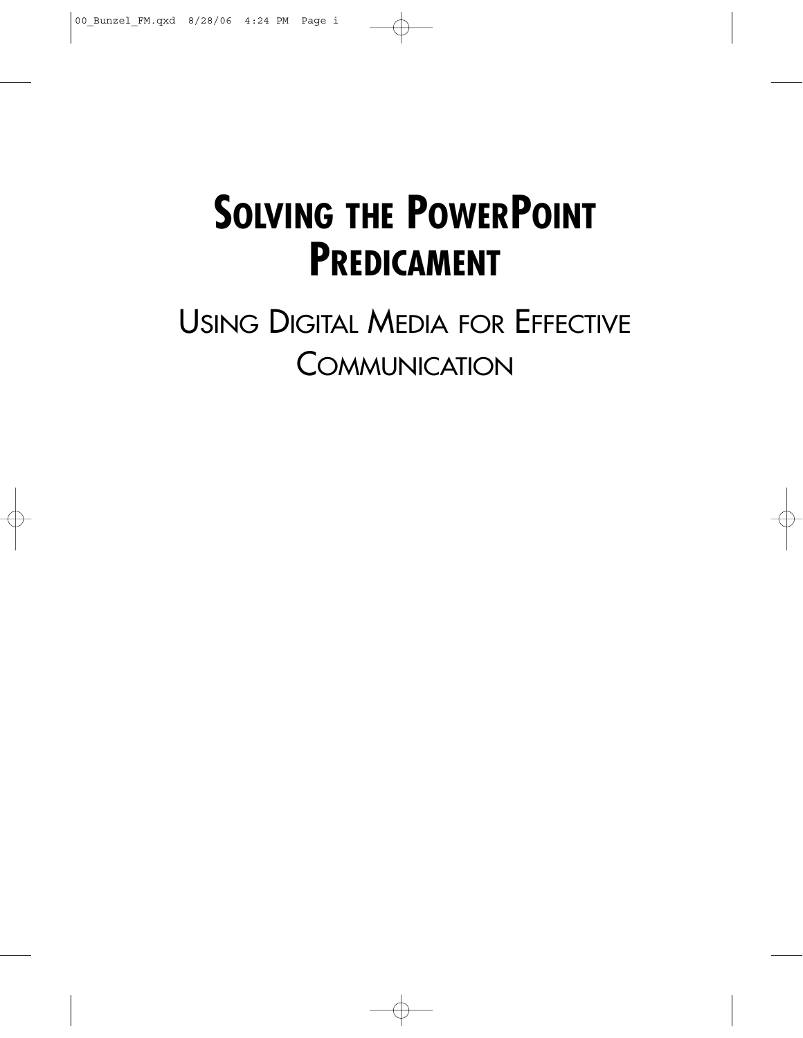# Solving the PowerPoint Predicament

## Using Digital Media for Effective Communication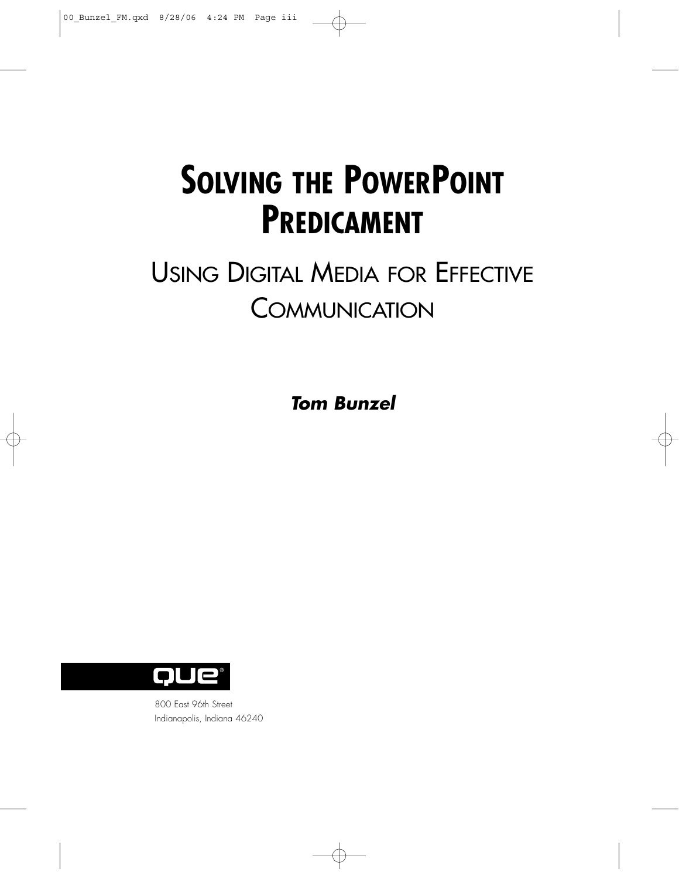# Solving the PowerPoint Predicament

## Using Digital Media for Effective Communication

***Tom Bunzel***

QUE®

800 East 96th Street
Indianapolis, Indiana 46240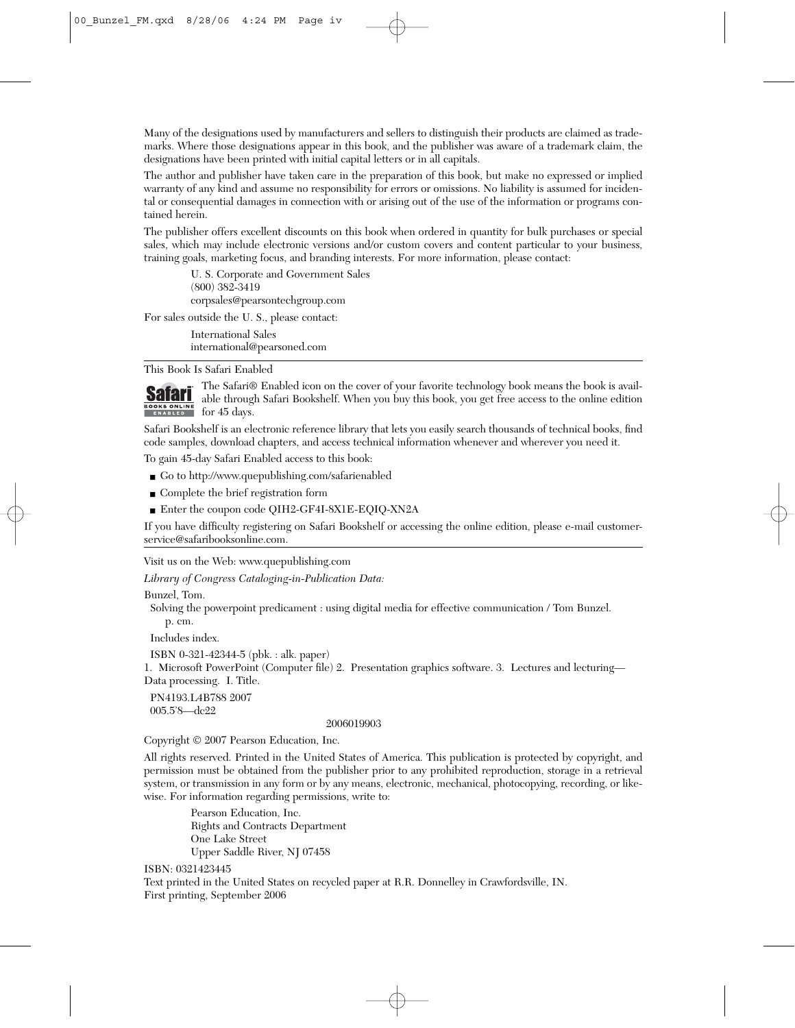Many of the designations used by manufacturers and sellers to distinguish their products are claimed as trademarks. Where those designations appear in this book, and the publisher was aware of a trademark claim, the designations have been printed with initial capital letters or in all capitals.

The author and publisher have taken care in the preparation of this book, but make no expressed or implied warranty of any kind and assume no responsibility for errors or omissions. No liability is assumed for incidental or consequential damages in connection with or arising out of the use of the information or programs contained herein.

The publisher offers excellent discounts on this book when ordered in quantity for bulk purchases or special sales, which may include electronic versions and/or custom covers and content particular to your business, training goals, marketing focus, and branding interests. For more information, please contact:

U. S. Corporate and Government Sales
(800) 382-3419
corpsales@pearsontechgroup.com

For sales outside the U. S., please contact:

International Sales
international@pearsoned.com

---

This Book Is Safari Enabled

The Safari® Enabled icon on the cover of your favorite technology book means the book is available through Safari Bookshelf. When you buy this book, you get free access to the online edition for 45 days.

Safari Bookshelf is an electronic reference library that lets you easily search thousands of technical books, find code samples, download chapters, and access technical information whenever and wherever you need it.

To gain 45-day Safari Enabled access to this book:

- Go to http://www.quepublishing.com/safarienabled
- Complete the brief registration form
- Enter the coupon code QIH2-GF4I-8X1E-EQIQ-XN2A

If you have difficulty registering on Safari Bookshelf or accessing the online edition, please e-mail customer-service@safaribooksonline.com.

---

Visit us on the Web: www.quepublishing.com

*Library of Congress Cataloging-in-Publication Data:*

Bunzel, Tom.

Solving the powerpoint predicament : using digital media for effective communication / Tom Bunzel.
p. cm.

Includes index.

ISBN 0-321-42344-5 (pbk. : alk. paper)

1. Microsoft PowerPoint (Computer file) 2. Presentation graphics software. 3. Lectures and lecturing—Data processing. I. Title.

PN4193.L4B788 2007
005.5'8—dc22

2006019903

Copyright © 2007 Pearson Education, Inc.

All rights reserved. Printed in the United States of America. This publication is protected by copyright, and permission must be obtained from the publisher prior to any prohibited reproduction, storage in a retrieval system, or transmission in any form or by any means, electronic, mechanical, photocopying, recording, or likewise. For information regarding permissions, write to:

Pearson Education, Inc.
Rights and Contracts Department
One Lake Street
Upper Saddle River, NJ 07458

ISBN: 0321423445
Text printed in the United States on recycled paper at R.R. Donnelley in Crawfordsville, IN.
First printing, September 2006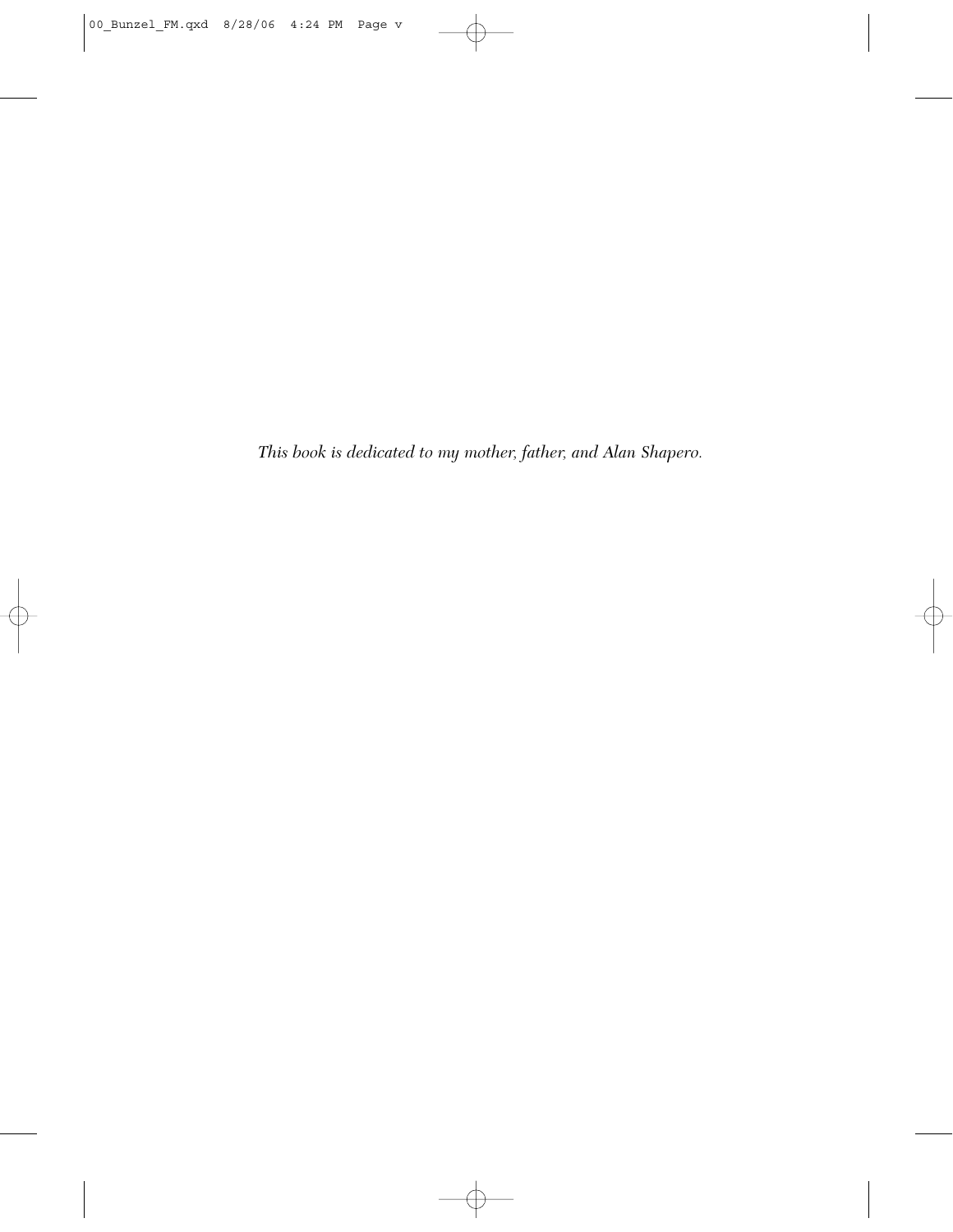*This book is dedicated to my mother, father, and Alan Shapero.*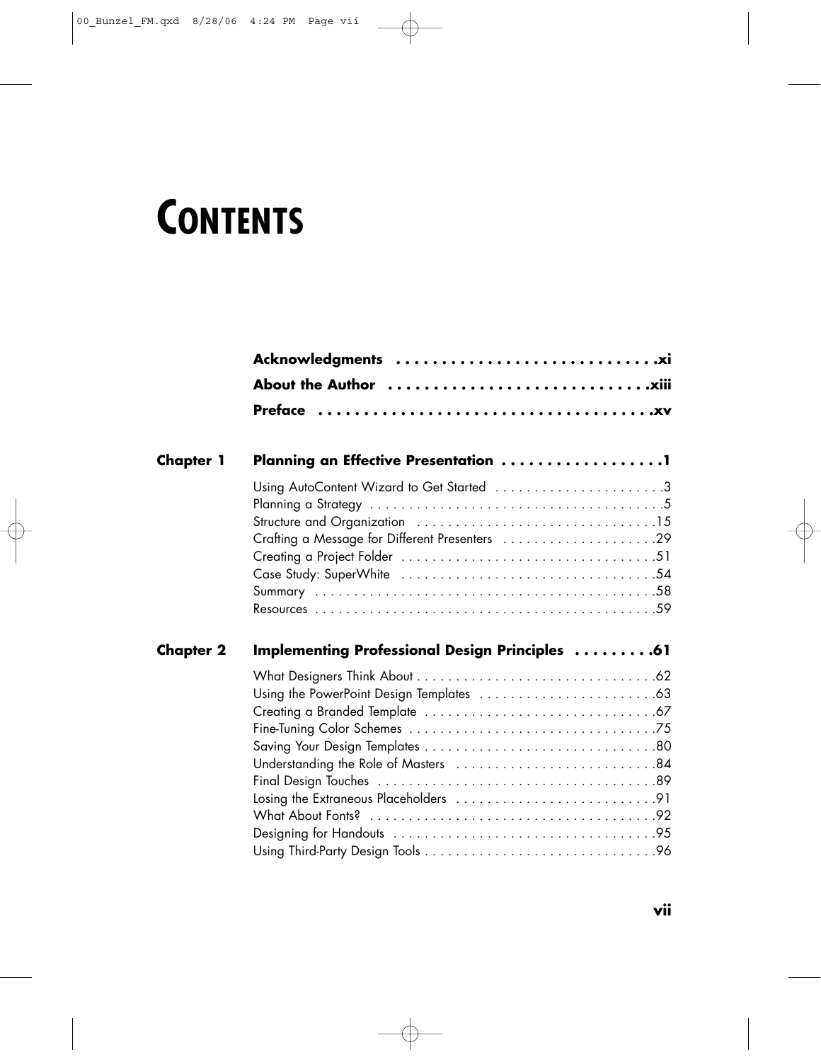# CONTENTS

**Acknowledgments** . . . . . . . . . . . . . . . . . . . . . . . . . . . . **xi**

**About the Author** . . . . . . . . . . . . . . . . . . . . . . . . . . . . **xiii**

**Preface** . . . . . . . . . . . . . . . . . . . . . . . . . . . . . . . . . . **xv**

## Chapter 1 Planning an Effective Presentation . . . . . . . . . . . . . . . . . 1

Using AutoContent Wizard to Get Started . . . . . . . . . . . . . . . . . . . . . . 3
Planning a Strategy . . . . . . . . . . . . . . . . . . . . . . . . . . . . . . . . . . . . 5
Structure and Organization . . . . . . . . . . . . . . . . . . . . . . . . . . . . . . 15
Crafting a Message for Different Presenters . . . . . . . . . . . . . . . . . . . 29
Creating a Project Folder . . . . . . . . . . . . . . . . . . . . . . . . . . . . . . . . 51
Case Study: SuperWhite . . . . . . . . . . . . . . . . . . . . . . . . . . . . . . . . 54
Summary . . . . . . . . . . . . . . . . . . . . . . . . . . . . . . . . . . . . . . . . . . 58
Resources . . . . . . . . . . . . . . . . . . . . . . . . . . . . . . . . . . . . . . . . . 59

## Chapter 2 Implementing Professional Design Principles . . . . . . . . . 61

What Designers Think About . . . . . . . . . . . . . . . . . . . . . . . . . . . . . 62
Using the PowerPoint Design Templates . . . . . . . . . . . . . . . . . . . . . . 63
Creating a Branded Template . . . . . . . . . . . . . . . . . . . . . . . . . . . . . 67
Fine-Tuning Color Schemes . . . . . . . . . . . . . . . . . . . . . . . . . . . . . . 75
Saving Your Design Templates . . . . . . . . . . . . . . . . . . . . . . . . . . . . 80
Understanding the Role of Masters . . . . . . . . . . . . . . . . . . . . . . . . . 84
Final Design Touches . . . . . . . . . . . . . . . . . . . . . . . . . . . . . . . . . . 89
Losing the Extraneous Placeholders . . . . . . . . . . . . . . . . . . . . . . . . 91
What About Fonts? . . . . . . . . . . . . . . . . . . . . . . . . . . . . . . . . . . . 92
Designing for Handouts . . . . . . . . . . . . . . . . . . . . . . . . . . . . . . . . 95
Using Third-Party Design Tools . . . . . . . . . . . . . . . . . . . . . . . . . . . 96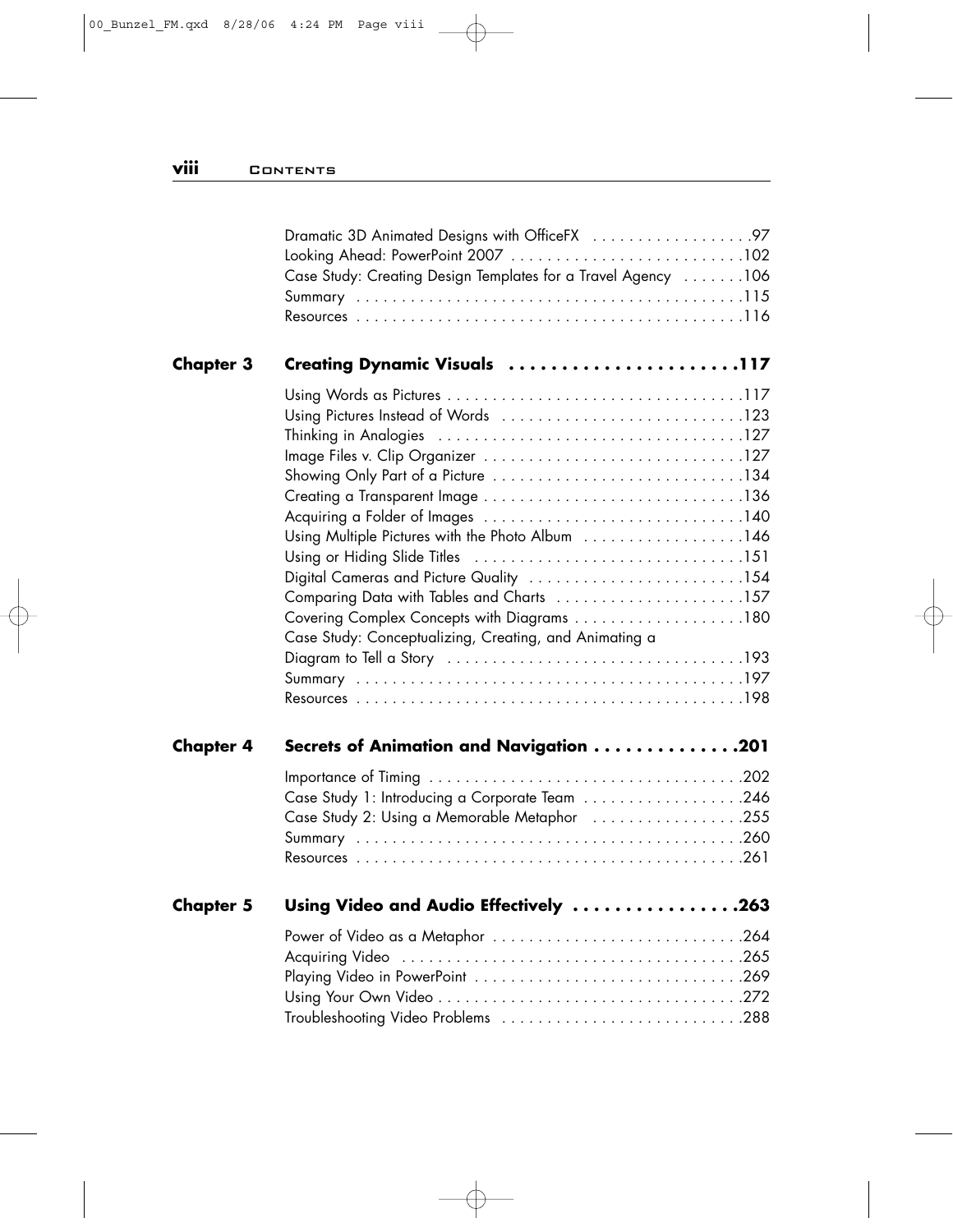Dramatic 3D Animated Designs with OfficeFX . . . . . . . . . . . . . . . . . .97
Looking Ahead: PowerPoint 2007 . . . . . . . . . . . . . . . . . . . . . . . . . .102
Case Study: Creating Design Templates for a Travel Agency . . . . . . .106
Summary . . . . . . . . . . . . . . . . . . . . . . . . . . . . . . . . . . . . . . . . . . .115
Resources . . . . . . . . . . . . . . . . . . . . . . . . . . . . . . . . . . . . . . . . . .116

**Chapter 3 Creating Dynamic Visuals . . . . . . . . . . . . . . . . . . . . . .117**

Using Words as Pictures . . . . . . . . . . . . . . . . . . . . . . . . . . . . . . . . .117
Using Pictures Instead of Words . . . . . . . . . . . . . . . . . . . . . . . . . . .123
Thinking in Analogies . . . . . . . . . . . . . . . . . . . . . . . . . . . . . . . . . .127
Image Files v. Clip Organizer . . . . . . . . . . . . . . . . . . . . . . . . . . . . .127
Showing Only Part of a Picture . . . . . . . . . . . . . . . . . . . . . . . . . . . .134
Creating a Transparent Image . . . . . . . . . . . . . . . . . . . . . . . . . . . . .136
Acquiring a Folder of Images . . . . . . . . . . . . . . . . . . . . . . . . . . . . .140
Using Multiple Pictures with the Photo Album . . . . . . . . . . . . . . . . . .146
Using or Hiding Slide Titles . . . . . . . . . . . . . . . . . . . . . . . . . . . . . .151
Digital Cameras and Picture Quality . . . . . . . . . . . . . . . . . . . . . . . .154
Comparing Data with Tables and Charts . . . . . . . . . . . . . . . . . . . . .157
Covering Complex Concepts with Diagrams . . . . . . . . . . . . . . . . . . .180
Case Study: Conceptualizing, Creating, and Animating a Diagram to Tell a Story . . . . . . . . . . . . . . . . . . . . . . . . . . . . . . . .193
Summary . . . . . . . . . . . . . . . . . . . . . . . . . . . . . . . . . . . . . . . . . . .197
Resources . . . . . . . . . . . . . . . . . . . . . . . . . . . . . . . . . . . . . . . . . .198

**Chapter 4 Secrets of Animation and Navigation . . . . . . . . . . . . . .201**

Importance of Timing . . . . . . . . . . . . . . . . . . . . . . . . . . . . . . . . . . .202
Case Study 1: Introducing a Corporate Team . . . . . . . . . . . . . . . . . .246
Case Study 2: Using a Memorable Metaphor . . . . . . . . . . . . . . . . .255
Summary . . . . . . . . . . . . . . . . . . . . . . . . . . . . . . . . . . . . . . . . . . .260
Resources . . . . . . . . . . . . . . . . . . . . . . . . . . . . . . . . . . . . . . . . . .261

**Chapter 5 Using Video and Audio Effectively . . . . . . . . . . . . . . . .263**

Power of Video as a Metaphor . . . . . . . . . . . . . . . . . . . . . . . . . . . .264
Acquiring Video . . . . . . . . . . . . . . . . . . . . . . . . . . . . . . . . . . . . . .265
Playing Video in PowerPoint . . . . . . . . . . . . . . . . . . . . . . . . . . . . . .269
Using Your Own Video . . . . . . . . . . . . . . . . . . . . . . . . . . . . . . . . . .272
Troubleshooting Video Problems . . . . . . . . . . . . . . . . . . . . . . . . . . .288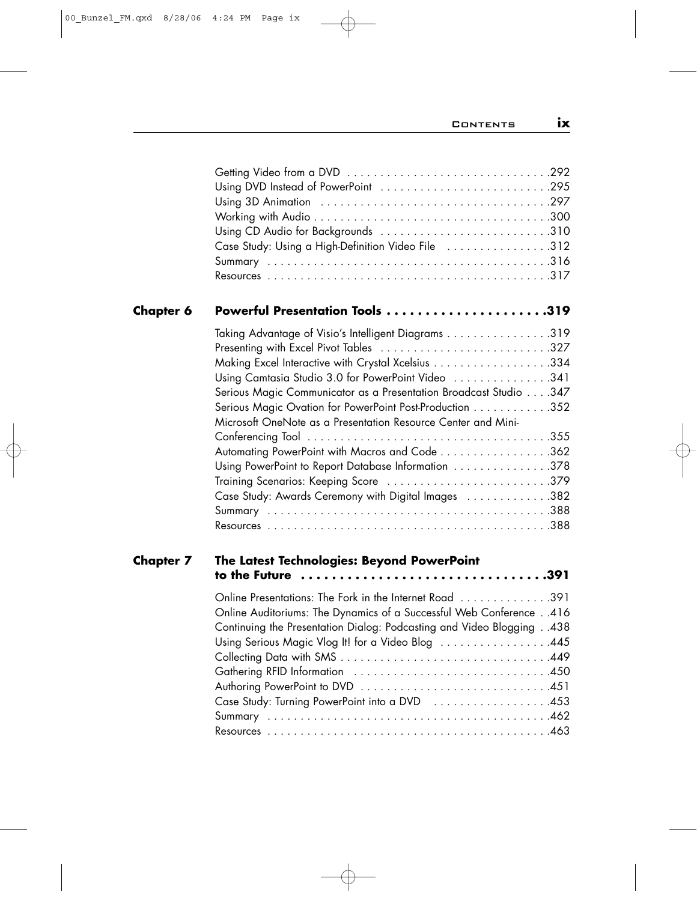Getting Video from a DVD . . . . . . . . . . . . . . . . . . . . . . . . . . . . . . .292
Using DVD Instead of PowerPoint . . . . . . . . . . . . . . . . . . . . . . . . . .295
Using 3D Animation . . . . . . . . . . . . . . . . . . . . . . . . . . . . . . . . . . .297
Working with Audio . . . . . . . . . . . . . . . . . . . . . . . . . . . . . . . . . . . .300
Using CD Audio for Backgrounds . . . . . . . . . . . . . . . . . . . . . . . . . .310
Case Study: Using a High-Definition Video File . . . . . . . . . . . . . . . .312
Summary . . . . . . . . . . . . . . . . . . . . . . . . . . . . . . . . . . . . . . . . . . .316
Resources . . . . . . . . . . . . . . . . . . . . . . . . . . . . . . . . . . . . . . . . . .317

## Chapter 6 Powerful Presentation Tools . . . . . . . . . . . . . . . . . . . . .319

Taking Advantage of Visio's Intelligent Diagrams . . . . . . . . . . . . . . . .319
Presenting with Excel Pivot Tables . . . . . . . . . . . . . . . . . . . . . . . . . .327
Making Excel Interactive with Crystal Xcelsius . . . . . . . . . . . . . . . . . .334
Using Camtasia Studio 3.0 for PowerPoint Video . . . . . . . . . . . . . . .341
Serious Magic Communicator as a Presentation Broadcast Studio . . . .347
Serious Magic Ovation for PowerPoint Post-Production . . . . . . . . . . . .352
Microsoft OneNote as a Presentation Resource Center and Mini-Conferencing Tool . . . . . . . . . . . . . . . . . . . . . . . . . . . . . . . . . . . . .355
Automating PowerPoint with Macros and Code . . . . . . . . . . . . . . . . .362
Using PowerPoint to Report Database Information . . . . . . . . . . . . . . .378
Training Scenarios: Keeping Score . . . . . . . . . . . . . . . . . . . . . . . . .379
Case Study: Awards Ceremony with Digital Images . . . . . . . . . . . . .382
Summary . . . . . . . . . . . . . . . . . . . . . . . . . . . . . . . . . . . . . . . . . . .388
Resources . . . . . . . . . . . . . . . . . . . . . . . . . . . . . . . . . . . . . . . . . .388

## Chapter 7 The Latest Technologies: Beyond PowerPoint to the Future . . . . . . . . . . . . . . . . . . . . . . . . . . . . . . .391

Online Presentations: The Fork in the Internet Road . . . . . . . . . . . . . .391
Online Auditoriums: The Dynamics of a Successful Web Conference . .416
Continuing the Presentation Dialog: Podcasting and Video Blogging . .438
Using Serious Magic Vlog It! for a Video Blog . . . . . . . . . . . . . . . . .445
Collecting Data with SMS . . . . . . . . . . . . . . . . . . . . . . . . . . . . . . . .449
Gathering RFID Information . . . . . . . . . . . . . . . . . . . . . . . . . . . . . .450
Authoring PowerPoint to DVD . . . . . . . . . . . . . . . . . . . . . . . . . . . . .451
Case Study: Turning PowerPoint into a DVD . . . . . . . . . . . . . . . . . .453
Summary . . . . . . . . . . . . . . . . . . . . . . . . . . . . . . . . . . . . . . . . . . .462
Resources . . . . . . . . . . . . . . . . . . . . . . . . . . . . . . . . . . . . . . . . . .463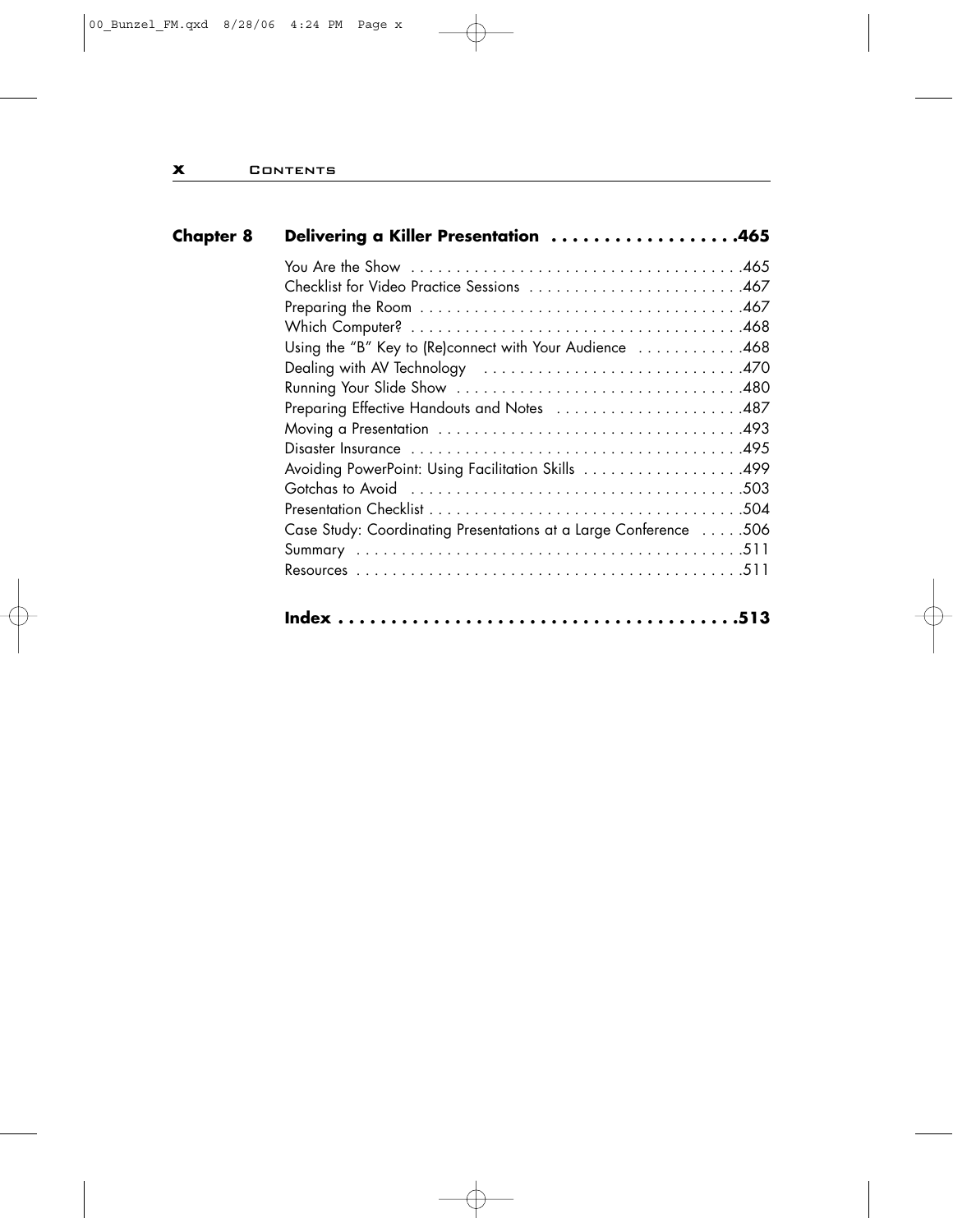**Chapter 8 Delivering a Killer Presentation . . . . . . . . . . . . . . . . . .465**

- You Are the Show . . . . . . . . . . . . . . . . . . . . . . . . . . . . . . . . . . . . .465
- Checklist for Video Practice Sessions . . . . . . . . . . . . . . . . . . . . . . . .467
- Preparing the Room . . . . . . . . . . . . . . . . . . . . . . . . . . . . . . . . . . .467
- Which Computer? . . . . . . . . . . . . . . . . . . . . . . . . . . . . . . . . . . . . .468
- Using the "B" Key to (Re)connect with Your Audience . . . . . . . . . . . .468
- Dealing with AV Technology . . . . . . . . . . . . . . . . . . . . . . . . . . . . .470
- Running Your Slide Show . . . . . . . . . . . . . . . . . . . . . . . . . . . . . . .480
- Preparing Effective Handouts and Notes . . . . . . . . . . . . . . . . . . . . .487
- Moving a Presentation . . . . . . . . . . . . . . . . . . . . . . . . . . . . . . . . .493
- Disaster Insurance . . . . . . . . . . . . . . . . . . . . . . . . . . . . . . . . . . . .495
- Avoiding PowerPoint: Using Facilitation Skills . . . . . . . . . . . . . . . . . .499
- Gotchas to Avoid . . . . . . . . . . . . . . . . . . . . . . . . . . . . . . . . . . . . .503
- Presentation Checklist . . . . . . . . . . . . . . . . . . . . . . . . . . . . . . . . . .504
- Case Study: Coordinating Presentations at a Large Conference . . . . .506
- Summary . . . . . . . . . . . . . . . . . . . . . . . . . . . . . . . . . . . . . . . . . .511
- Resources . . . . . . . . . . . . . . . . . . . . . . . . . . . . . . . . . . . . . . . . . .511

**Index . . . . . . . . . . . . . . . . . . . . . . . . . . . . . . . . . . . . .513**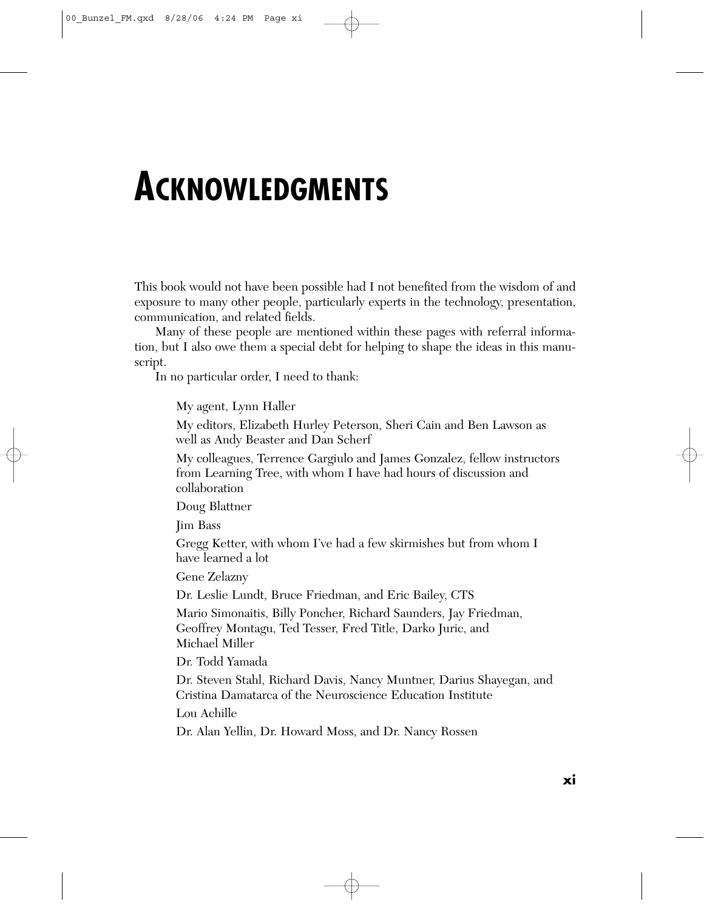# Acknowledgments

This book would not have been possible had I not benefited from the wisdom of and exposure to many other people, particularly experts in the technology, presentation, communication, and related fields.

Many of these people are mentioned within these pages with referral information, but I also owe them a special debt for helping to shape the ideas in this manuscript.

In no particular order, I need to thank:

My agent, Lynn Haller

My editors, Elizabeth Hurley Peterson, Sheri Cain and Ben Lawson as well as Andy Beaster and Dan Scherf

My colleagues, Terrence Gargiulo and James Gonzalez, fellow instructors from Learning Tree, with whom I have had hours of discussion and collaboration

Doug Blattner

Jim Bass

Gregg Ketter, with whom I've had a few skirmishes but from whom I have learned a lot

Gene Zelazny

Dr. Leslie Lundt, Bruce Friedman, and Eric Bailey, CTS

Mario Simonaitis, Billy Poncher, Richard Saunders, Jay Friedman, Geoffrey Montagu, Ted Tesser, Fred Title, Darko Juric, and Michael Miller

Dr. Todd Yamada

Dr. Steven Stahl, Richard Davis, Nancy Muntner, Darius Shayegan, and Cristina Damatarca of the Neuroscience Education Institute

Lou Achille

Dr. Alan Yellin, Dr. Howard Moss, and Dr. Nancy Rossen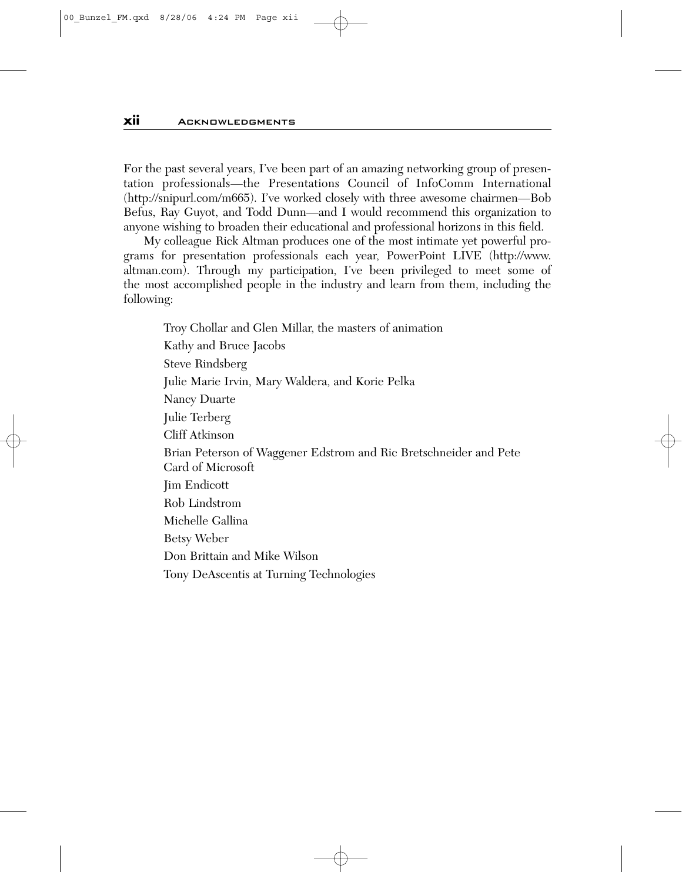For the past several years, I've been part of an amazing networking group of presentation professionals—the Presentations Council of InfoComm International (http://snipurl.com/m665). I've worked closely with three awesome chairmen—Bob Befus, Ray Guyot, and Todd Dunn—and I would recommend this organization to anyone wishing to broaden their educational and professional horizons in this field.

My colleague Rick Altman produces one of the most intimate yet powerful programs for presentation professionals each year, PowerPoint LIVE (http://www.altman.com). Through my participation, I've been privileged to meet some of the most accomplished people in the industry and learn from them, including the following:

Troy Chollar and Glen Millar, the masters of animation

Kathy and Bruce Jacobs

Steve Rindsberg

Julie Marie Irvin, Mary Waldera, and Korie Pelka

Nancy Duarte

Julie Terberg

Cliff Atkinson

Brian Peterson of Waggener Edstrom and Ric Bretschneider and Pete Card of Microsoft

Jim Endicott

Rob Lindstrom

Michelle Gallina

Betsy Weber

Don Brittain and Mike Wilson

Tony DeAscentis at Turning Technologies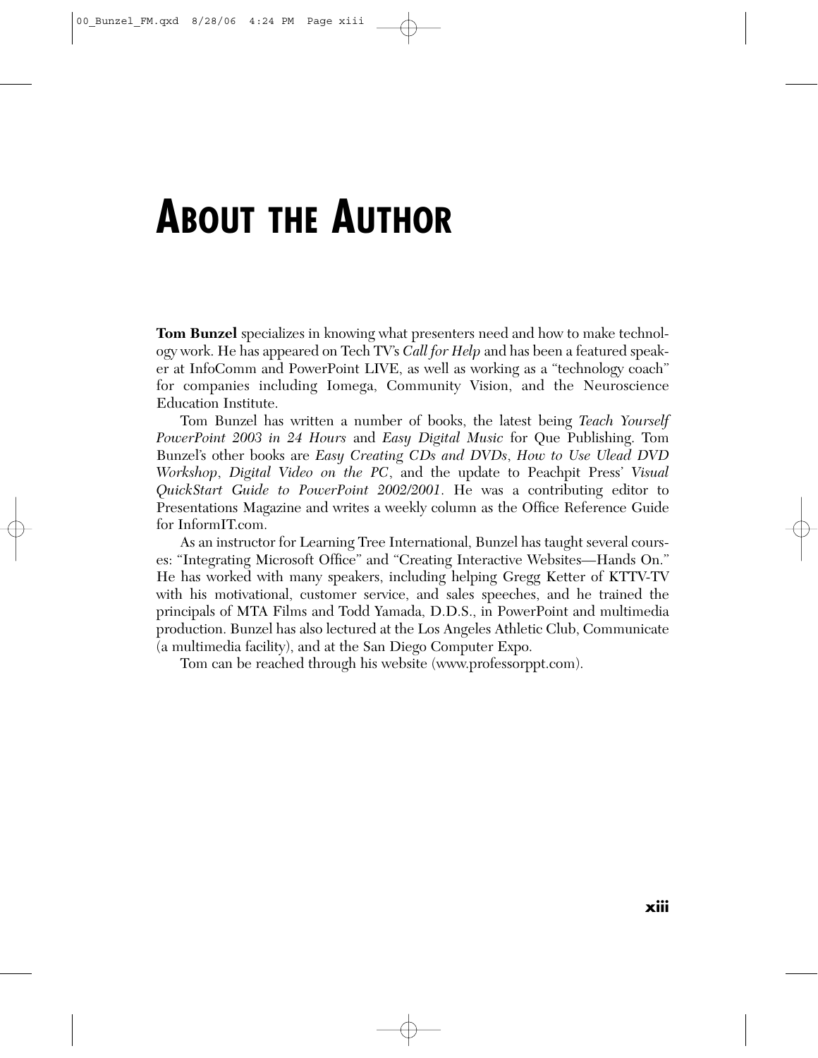# About the Author

**Tom Bunzel** specializes in knowing what presenters need and how to make technology work. He has appeared on Tech TV's *Call for Help* and has been a featured speaker at InfoComm and PowerPoint LIVE, as well as working as a "technology coach" for companies including Iomega, Community Vision, and the Neuroscience Education Institute.

Tom Bunzel has written a number of books, the latest being *Teach Yourself PowerPoint 2003 in 24 Hours* and *Easy Digital Music* for Que Publishing. Tom Bunzel's other books are *Easy Creating CDs and DVDs*, *How to Use Ulead DVD Workshop*, *Digital Video on the PC*, and the update to Peachpit Press' *Visual QuickStart Guide to PowerPoint 2002/2001*. He was a contributing editor to Presentations Magazine and writes a weekly column as the Office Reference Guide for InformIT.com.

As an instructor for Learning Tree International, Bunzel has taught several courses: "Integrating Microsoft Office" and "Creating Interactive Websites—Hands On." He has worked with many speakers, including helping Gregg Ketter of KTTV-TV with his motivational, customer service, and sales speeches, and he trained the principals of MTA Films and Todd Yamada, D.D.S., in PowerPoint and multimedia production. Bunzel has also lectured at the Los Angeles Athletic Club, Communicate (a multimedia facility), and at the San Diego Computer Expo.

Tom can be reached through his website (www.professorppt.com).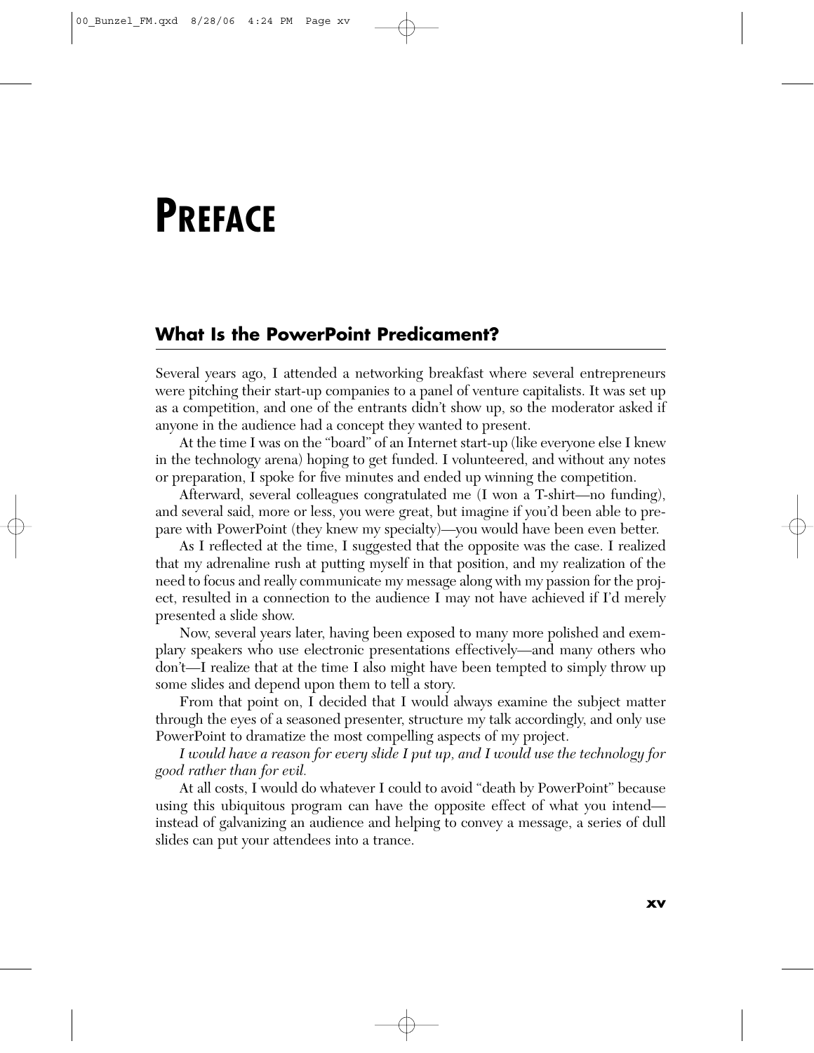# PREFACE

## What Is the PowerPoint Predicament?

Several years ago, I attended a networking breakfast where several entrepreneurs were pitching their start-up companies to a panel of venture capitalists. It was set up as a competition, and one of the entrants didn't show up, so the moderator asked if anyone in the audience had a concept they wanted to present.

At the time I was on the "board" of an Internet start-up (like everyone else I knew in the technology arena) hoping to get funded. I volunteered, and without any notes or preparation, I spoke for five minutes and ended up winning the competition.

Afterward, several colleagues congratulated me (I won a T-shirt—no funding), and several said, more or less, you were great, but imagine if you'd been able to prepare with PowerPoint (they knew my specialty)—you would have been even better.

As I reflected at the time, I suggested that the opposite was the case. I realized that my adrenaline rush at putting myself in that position, and my realization of the need to focus and really communicate my message along with my passion for the project, resulted in a connection to the audience I may not have achieved if I'd merely presented a slide show.

Now, several years later, having been exposed to many more polished and exemplary speakers who use electronic presentations effectively—and many others who don't—I realize that at the time I also might have been tempted to simply throw up some slides and depend upon them to tell a story.

From that point on, I decided that I would always examine the subject matter through the eyes of a seasoned presenter, structure my talk accordingly, and only use PowerPoint to dramatize the most compelling aspects of my project.

*I would have a reason for every slide I put up, and I would use the technology for good rather than for evil.*

At all costs, I would do whatever I could to avoid "death by PowerPoint" because using this ubiquitous program can have the opposite effect of what you intend—instead of galvanizing an audience and helping to convey a message, a series of dull slides can put your attendees into a trance.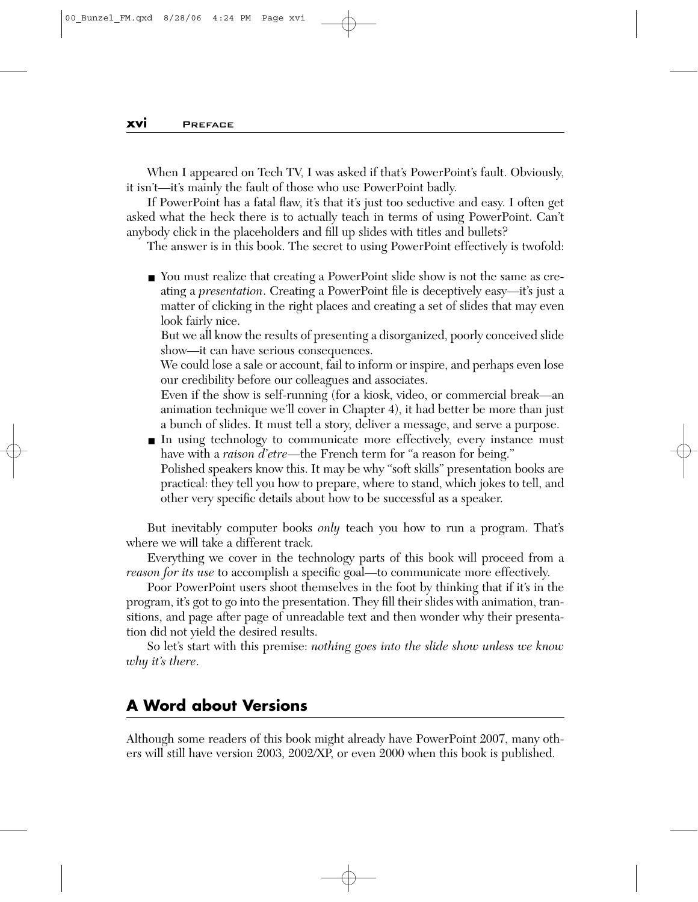When I appeared on Tech TV, I was asked if that's PowerPoint's fault. Obviously, it isn't—it's mainly the fault of those who use PowerPoint badly.

If PowerPoint has a fatal flaw, it's that it's just too seductive and easy. I often get asked what the heck there is to actually teach in terms of using PowerPoint. Can't anybody click in the placeholders and fill up slides with titles and bullets?

The answer is in this book. The secret to using PowerPoint effectively is twofold:

- You must realize that creating a PowerPoint slide show is not the same as creating a *presentation*. Creating a PowerPoint file is deceptively easy—it's just a matter of clicking in the right places and creating a set of slides that may even look fairly nice.

  But we all know the results of presenting a disorganized, poorly conceived slide show—it can have serious consequences.

  We could lose a sale or account, fail to inform or inspire, and perhaps even lose our credibility before our colleagues and associates.

  Even if the show is self-running (for a kiosk, video, or commercial break—an animation technique we'll cover in Chapter 4), it had better be more than just a bunch of slides. It must tell a story, deliver a message, and serve a purpose.
- In using technology to communicate more effectively, every instance must have with a *raison d'etre*—the French term for "a reason for being."

  Polished speakers know this. It may be why "soft skills" presentation books are practical: they tell you how to prepare, where to stand, which jokes to tell, and other very specific details about how to be successful as a speaker.

But inevitably computer books *only* teach you how to run a program. That's where we will take a different track.

Everything we cover in the technology parts of this book will proceed from a *reason for its use* to accomplish a specific goal—to communicate more effectively.

Poor PowerPoint users shoot themselves in the foot by thinking that if it's in the program, it's got to go into the presentation. They fill their slides with animation, transitions, and page after page of unreadable text and then wonder why their presentation did not yield the desired results.

So let's start with this premise: *nothing goes into the slide show unless we know why it's there*.

## A Word about Versions

Although some readers of this book might already have PowerPoint 2007, many others will still have version 2003, 2002/XP, or even 2000 when this book is published.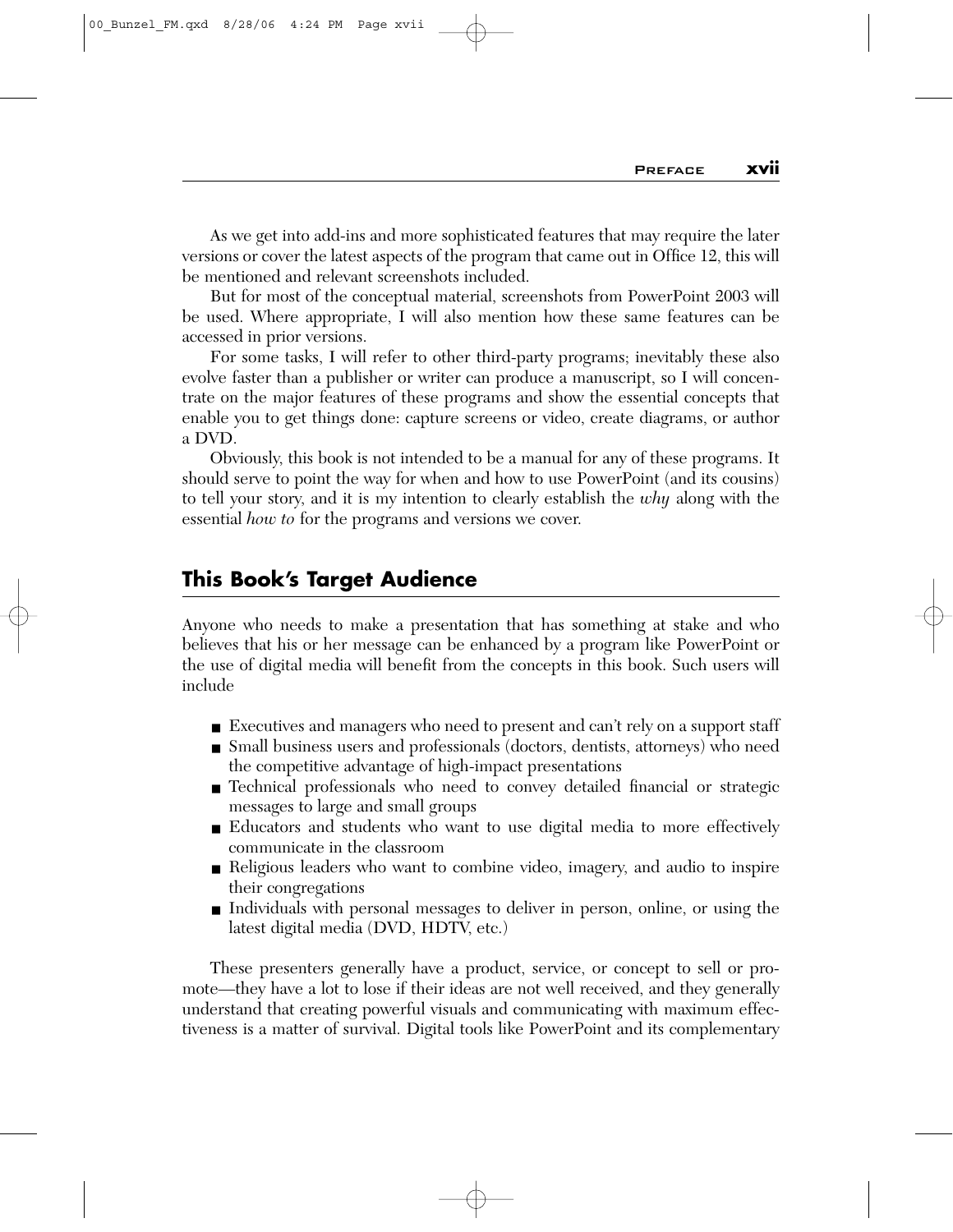As we get into add-ins and more sophisticated features that may require the later versions or cover the latest aspects of the program that came out in Office 12, this will be mentioned and relevant screenshots included.

But for most of the conceptual material, screenshots from PowerPoint 2003 will be used. Where appropriate, I will also mention how these same features can be accessed in prior versions.

For some tasks, I will refer to other third-party programs; inevitably these also evolve faster than a publisher or writer can produce a manuscript, so I will concentrate on the major features of these programs and show the essential concepts that enable you to get things done: capture screens or video, create diagrams, or author a DVD.

Obviously, this book is not intended to be a manual for any of these programs. It should serve to point the way for when and how to use PowerPoint (and its cousins) to tell your story, and it is my intention to clearly establish the *why* along with the essential *how to* for the programs and versions we cover.

## This Book's Target Audience

Anyone who needs to make a presentation that has something at stake and who believes that his or her message can be enhanced by a program like PowerPoint or the use of digital media will benefit from the concepts in this book. Such users will include

- Executives and managers who need to present and can't rely on a support staff
- Small business users and professionals (doctors, dentists, attorneys) who need the competitive advantage of high-impact presentations
- Technical professionals who need to convey detailed financial or strategic messages to large and small groups
- Educators and students who want to use digital media to more effectively communicate in the classroom
- Religious leaders who want to combine video, imagery, and audio to inspire their congregations
- Individuals with personal messages to deliver in person, online, or using the latest digital media (DVD, HDTV, etc.)

These presenters generally have a product, service, or concept to sell or promote—they have a lot to lose if their ideas are not well received, and they generally understand that creating powerful visuals and communicating with maximum effectiveness is a matter of survival. Digital tools like PowerPoint and its complementary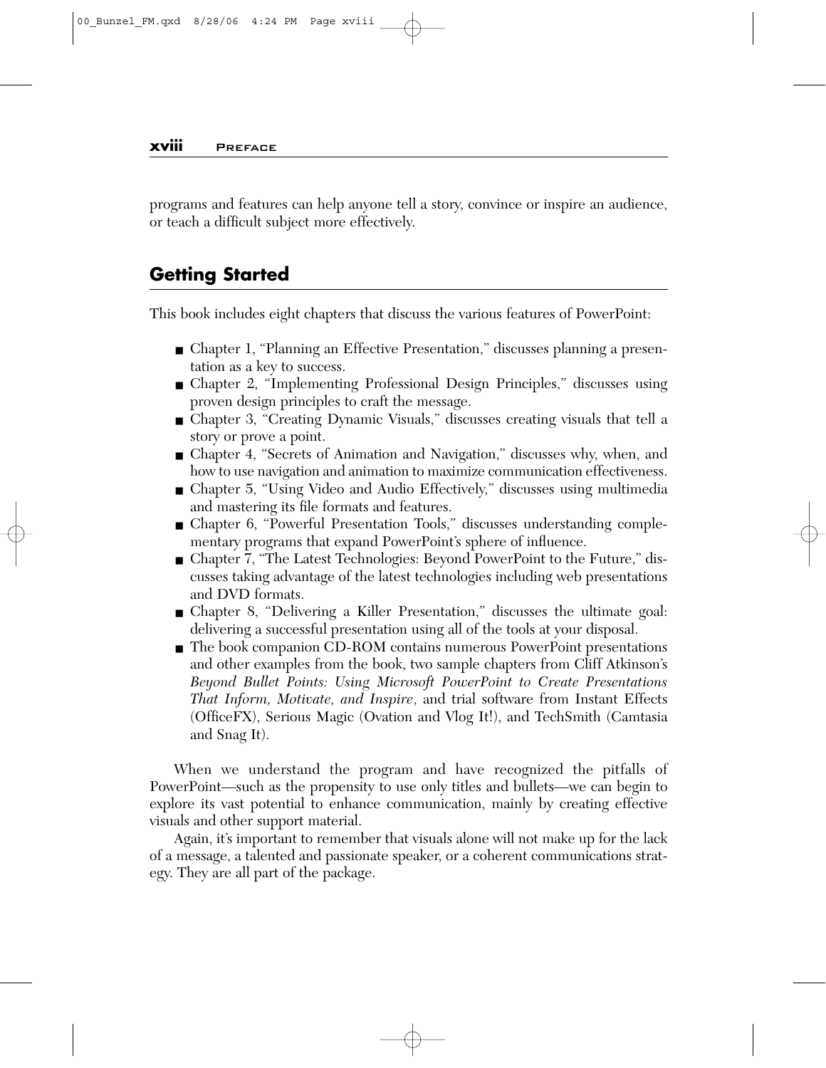programs and features can help anyone tell a story, convince or inspire an audience, or teach a difficult subject more effectively.

## Getting Started

This book includes eight chapters that discuss the various features of PowerPoint:

- Chapter 1, "Planning an Effective Presentation," discusses planning a presentation as a key to success.
- Chapter 2, "Implementing Professional Design Principles," discusses using proven design principles to craft the message.
- Chapter 3, "Creating Dynamic Visuals," discusses creating visuals that tell a story or prove a point.
- Chapter 4, "Secrets of Animation and Navigation," discusses why, when, and how to use navigation and animation to maximize communication effectiveness.
- Chapter 5, "Using Video and Audio Effectively," discusses using multimedia and mastering its file formats and features.
- Chapter 6, "Powerful Presentation Tools," discusses understanding complementary programs that expand PowerPoint's sphere of influence.
- Chapter 7, "The Latest Technologies: Beyond PowerPoint to the Future," discusses taking advantage of the latest technologies including web presentations and DVD formats.
- Chapter 8, "Delivering a Killer Presentation," discusses the ultimate goal: delivering a successful presentation using all of the tools at your disposal.
- The book companion CD-ROM contains numerous PowerPoint presentations and other examples from the book, two sample chapters from Cliff Atkinson's *Beyond Bullet Points: Using Microsoft PowerPoint to Create Presentations That Inform, Motivate, and Inspire*, and trial software from Instant Effects (OfficeFX), Serious Magic (Ovation and Vlog It!), and TechSmith (Camtasia and Snag It).

When we understand the program and have recognized the pitfalls of PowerPoint—such as the propensity to use only titles and bullets—we can begin to explore its vast potential to enhance communication, mainly by creating effective visuals and other support material.

Again, it's important to remember that visuals alone will not make up for the lack of a message, a talented and passionate speaker, or a coherent communications strategy. They are all part of the package.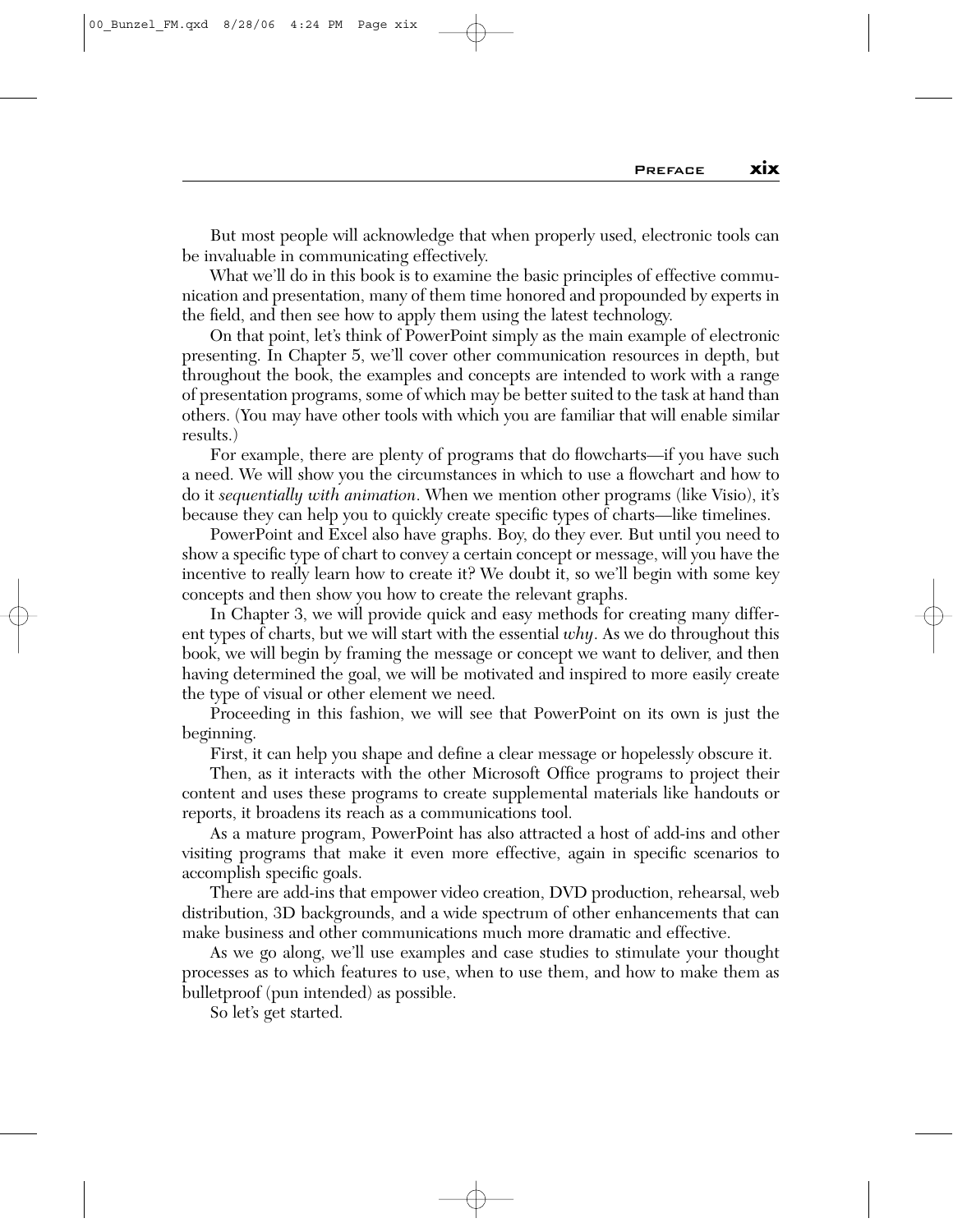But most people will acknowledge that when properly used, electronic tools can be invaluable in communicating effectively.

What we'll do in this book is to examine the basic principles of effective communication and presentation, many of them time honored and propounded by experts in the field, and then see how to apply them using the latest technology.

On that point, let's think of PowerPoint simply as the main example of electronic presenting. In Chapter 5, we'll cover other communication resources in depth, but throughout the book, the examples and concepts are intended to work with a range of presentation programs, some of which may be better suited to the task at hand than others. (You may have other tools with which you are familiar that will enable similar results.)

For example, there are plenty of programs that do flowcharts—if you have such a need. We will show you the circumstances in which to use a flowchart and how to do it *sequentially with animation*. When we mention other programs (like Visio), it's because they can help you to quickly create specific types of charts—like timelines.

PowerPoint and Excel also have graphs. Boy, do they ever. But until you need to show a specific type of chart to convey a certain concept or message, will you have the incentive to really learn how to create it? We doubt it, so we'll begin with some key concepts and then show you how to create the relevant graphs.

In Chapter 3, we will provide quick and easy methods for creating many different types of charts, but we will start with the essential *why*. As we do throughout this book, we will begin by framing the message or concept we want to deliver, and then having determined the goal, we will be motivated and inspired to more easily create the type of visual or other element we need.

Proceeding in this fashion, we will see that PowerPoint on its own is just the beginning.

First, it can help you shape and define a clear message or hopelessly obscure it.

Then, as it interacts with the other Microsoft Office programs to project their content and uses these programs to create supplemental materials like handouts or reports, it broadens its reach as a communications tool.

As a mature program, PowerPoint has also attracted a host of add-ins and other visiting programs that make it even more effective, again in specific scenarios to accomplish specific goals.

There are add-ins that empower video creation, DVD production, rehearsal, web distribution, 3D backgrounds, and a wide spectrum of other enhancements that can make business and other communications much more dramatic and effective.

As we go along, we'll use examples and case studies to stimulate your thought processes as to which features to use, when to use them, and how to make them as bulletproof (pun intended) as possible.

So let's get started.